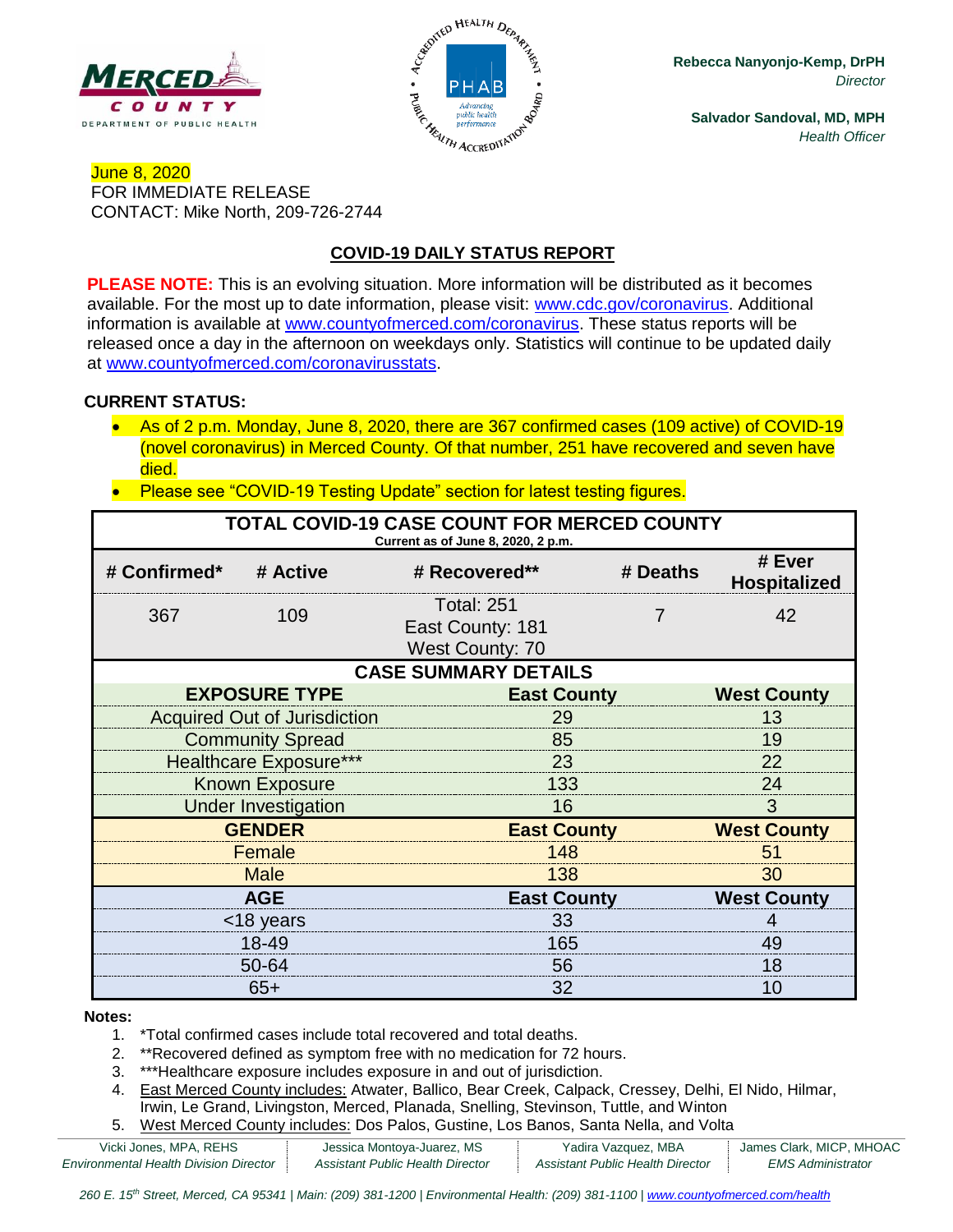Rebecca Nanyonjo-Kemp, DrPH
*Director*

Salvador Sandoval, MD, MPH
*Health Officer*

June 8, 2020
FOR IMMEDIATE RELEASE
CONTACT: Mike North, 209-726-2744

## COVID-19 DAILY STATUS REPORT

**PLEASE NOTE:** This is an evolving situation. More information will be distributed as it becomes available. For the most up to date information, please visit: www.cdc.gov/coronavirus. Additional information is available at www.countyofmerced.com/coronavirus. These status reports will be released once a day in the afternoon on weekdays only. Statistics will continue to be updated daily at www.countyofmerced.com/coronavirusstats.

**CURRENT STATUS:**

- As of 2 p.m. Monday, June 8, 2020, there are 367 confirmed cases (109 active) of COVID-19 (novel coronavirus) in Merced County. Of that number, 251 have recovered and seven have died.
- Please see "COVID-19 Testing Update" section for latest testing figures.

| TOTAL COVID-19 CASE COUNT FOR MERCED COUNTY (Current as of June 8, 2020, 2 p.m.) | | | | |
|---|---|---|---|---|
| **# Confirmed*** | **# Active** | **# Recovered**** | **# Deaths** | **# Ever Hospitalized** |
| 367 | 109 | Total: 251<br>East County: 181<br>West County: 70 | 7 | 42 |

| CASE SUMMARY DETAILS | | |
|---|---|---|
| **EXPOSURE TYPE** | **East County** | **West County** |
| Acquired Out of Jurisdiction | 29 | 13 |
| Community Spread | 85 | 19 |
| Healthcare Exposure*** | 23 | 22 |
| Known Exposure | 133 | 24 |
| Under Investigation | 16 | 3 |
| **GENDER** | **East County** | **West County** |
| Female | 148 | 51 |
| Male | 138 | 30 |
| **AGE** | **East County** | **West County** |
| <18 years | 33 | 4 |
| 18-49 | 165 | 49 |
| 50-64 | 56 | 18 |
| 65+ | 32 | 10 |

**Notes:**

1. *Total confirmed cases include total recovered and total deaths.
2. **Recovered defined as symptom free with no medication for 72 hours.
3. ***Healthcare exposure includes exposure in and out of jurisdiction.
4. East Merced County includes: Atwater, Ballico, Bear Creek, Calpack, Cressey, Delhi, El Nido, Hilmar, Irwin, Le Grand, Livingston, Merced, Planada, Snelling, Stevinson, Tuttle, and Winton
5. West Merced County includes: Dos Palos, Gustine, Los Banos, Santa Nella, and Volta

Vicki Jones, MPA, REHS, *Environmental Health Division Director* | Jessica Montoya-Juarez, MS, *Assistant Public Health Director* | Yadira Vazquez, MBA, *Assistant Public Health Director* | James Clark, MICP, MHOAC, *EMS Administrator*

*260 E. 15th Street, Merced, CA 95341 | Main: (209) 381-1200 | Environmental Health: (209) 381-1100 | www.countyofmerced.com/health*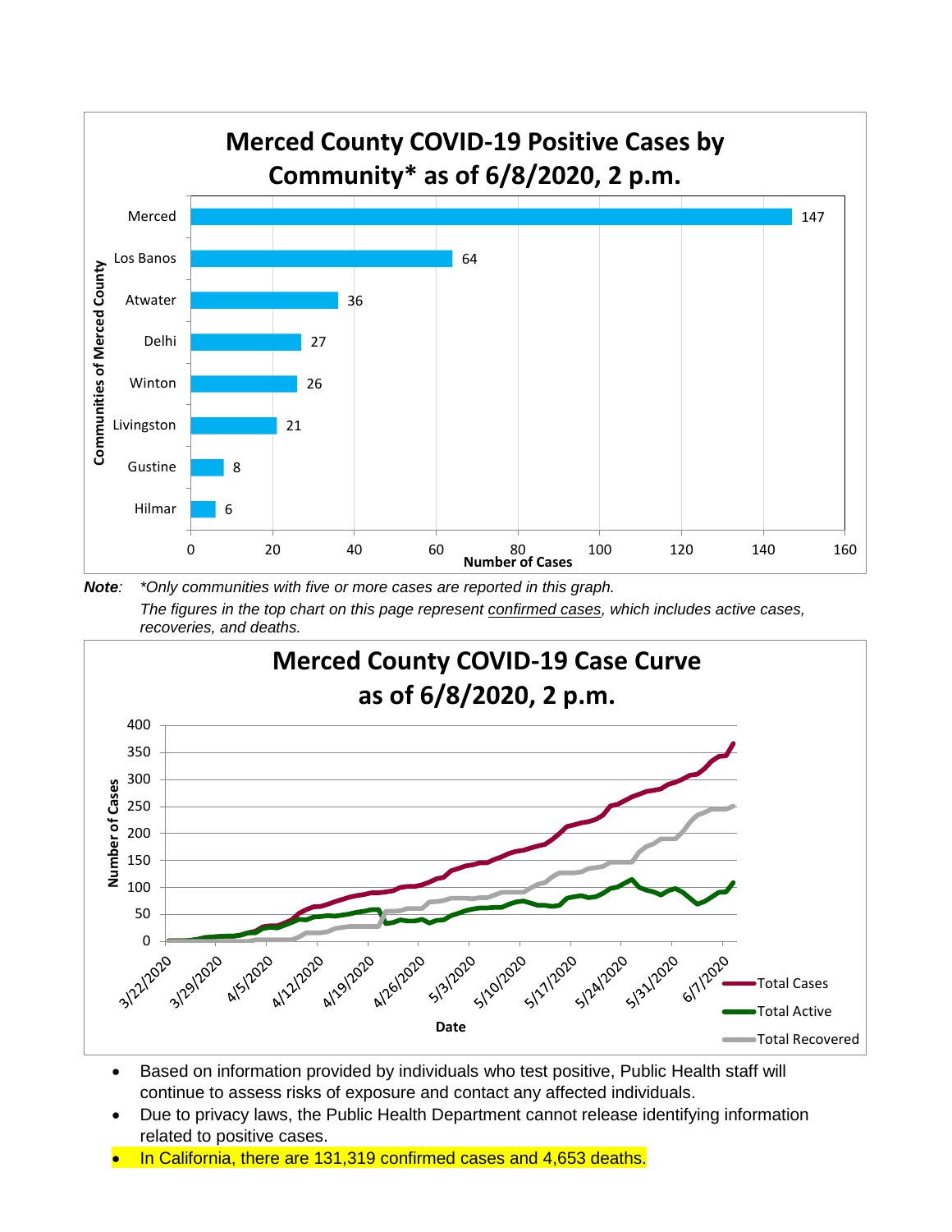## Merced County COVID-19 Positive Cases by Community* as of 6/8/2020, 2 p.m.

| Communities of Merced County | Number of Cases |
| --- | --- |
| Merced | 147 |
| Los Banos | 64 |
| Atwater | 36 |
| Delhi | 27 |
| Winton | 26 |
| Livingston | 21 |
| Gustine | 8 |
| Hilmar | 6 |

***Note***: *\*Only communities with five or more cases are reported in this graph.*

*The figures in the top chart on this page represent confirmed cases, which includes active cases, recoveries, and deaths.*

## Merced County COVID-19 Case Curve as of 6/8/2020, 2 p.m.

Number of Cases (0–400) by Date (3/22/2020 – 6/7/2020): Total Cases, Total Active, Total Recovered

- Based on information provided by individuals who test positive, Public Health staff will continue to assess risks of exposure and contact any affected individuals.
- Due to privacy laws, the Public Health Department cannot release identifying information related to positive cases.
- In California, there are 131,319 confirmed cases and 4,653 deaths.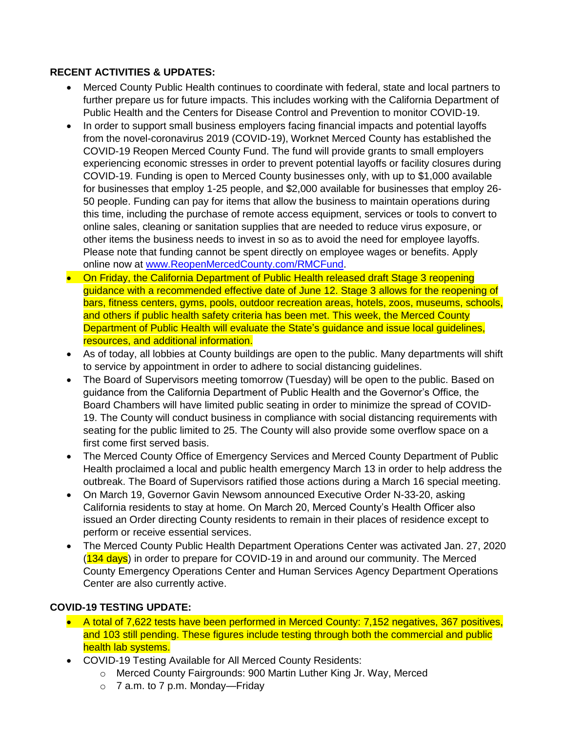**RECENT ACTIVITIES & UPDATES:**

- Merced County Public Health continues to coordinate with federal, state and local partners to further prepare us for future impacts. This includes working with the California Department of Public Health and the Centers for Disease Control and Prevention to monitor COVID-19.
- In order to support small business employers facing financial impacts and potential layoffs from the novel-coronavirus 2019 (COVID-19), Worknet Merced County has established the COVID-19 Reopen Merced County Fund. The fund will provide grants to small employers experiencing economic stresses in order to prevent potential layoffs or facility closures during COVID-19. Funding is open to Merced County businesses only, with up to $1,000 available for businesses that employ 1-25 people, and $2,000 available for businesses that employ 26-50 people. Funding can pay for items that allow the business to maintain operations during this time, including the purchase of remote access equipment, services or tools to convert to online sales, cleaning or sanitation supplies that are needed to reduce virus exposure, or other items the business needs to invest in so as to avoid the need for employee layoffs. Please note that funding cannot be spent directly on employee wages or benefits. Apply online now at [www.ReopenMercedCounty.com/RMCFund](www.ReopenMercedCounty.com/RMCFund).
- On Friday, the California Department of Public Health released draft Stage 3 reopening guidance with a recommended effective date of June 12. Stage 3 allows for the reopening of bars, fitness centers, gyms, pools, outdoor recreation areas, hotels, zoos, museums, schools, and others if public health safety criteria has been met. This week, the Merced County Department of Public Health will evaluate the State's guidance and issue local guidelines, resources, and additional information.
- As of today, all lobbies at County buildings are open to the public. Many departments will shift to service by appointment in order to adhere to social distancing guidelines.
- The Board of Supervisors meeting tomorrow (Tuesday) will be open to the public. Based on guidance from the California Department of Public Health and the Governor's Office, the Board Chambers will have limited public seating in order to minimize the spread of COVID-19. The County will conduct business in compliance with social distancing requirements with seating for the public limited to 25. The County will also provide some overflow space on a first come first served basis.
- The Merced County Office of Emergency Services and Merced County Department of Public Health proclaimed a local and public health emergency March 13 in order to help address the outbreak. The Board of Supervisors ratified those actions during a March 16 special meeting.
- On March 19, Governor Gavin Newsom announced Executive Order N-33-20, asking California residents to stay at home. On March 20, Merced County's Health Officer also issued an Order directing County residents to remain in their places of residence except to perform or receive essential services.
- The Merced County Public Health Department Operations Center was activated Jan. 27, 2020 (134 days) in order to prepare for COVID-19 in and around our community. The Merced County Emergency Operations Center and Human Services Agency Department Operations Center are also currently active.

**COVID-19 TESTING UPDATE:**

- A total of 7,622 tests have been performed in Merced County: 7,152 negatives, 367 positives, and 103 still pending. These figures include testing through both the commercial and public health lab systems.
- COVID-19 Testing Available for All Merced County Residents:
  - Merced County Fairgrounds: 900 Martin Luther King Jr. Way, Merced
  - 7 a.m. to 7 p.m. Monday—Friday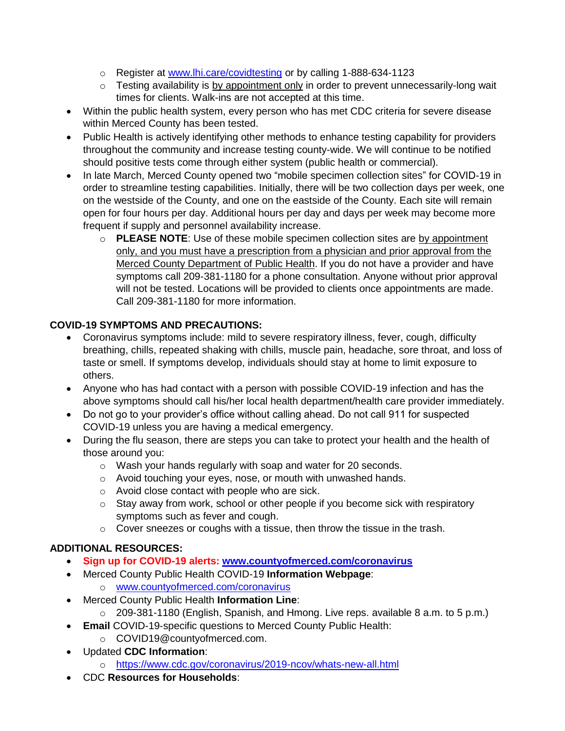- Register at [www.lhi.care/covidtesting](www.lhi.care/covidtesting) or by calling 1-888-634-1123
  - Testing availability is by appointment only in order to prevent unnecessarily-long wait times for clients. Walk-ins are not accepted at this time.
- Within the public health system, every person who has met CDC criteria for severe disease within Merced County has been tested.
- Public Health is actively identifying other methods to enhance testing capability for providers throughout the community and increase testing county-wide. We will continue to be notified should positive tests come through either system (public health or commercial).
- In late March, Merced County opened two "mobile specimen collection sites" for COVID-19 in order to streamline testing capabilities. Initially, there will be two collection days per week, one on the westside of the County, and one on the eastside of the County. Each site will remain open for four hours per day. Additional hours per day and days per week may become more frequent if supply and personnel availability increase.
  - **PLEASE NOTE**: Use of these mobile specimen collection sites are by appointment only, and you must have a prescription from a physician and prior approval from the Merced County Department of Public Health. If you do not have a provider and have symptoms call 209-381-1180 for a phone consultation. Anyone without prior approval will not be tested. Locations will be provided to clients once appointments are made. Call 209-381-1180 for more information.

**COVID-19 SYMPTOMS AND PRECAUTIONS:**

- Coronavirus symptoms include: mild to severe respiratory illness, fever, cough, difficulty breathing, chills, repeated shaking with chills, muscle pain, headache, sore throat, and loss of taste or smell. If symptoms develop, individuals should stay at home to limit exposure to others.
- Anyone who has had contact with a person with possible COVID-19 infection and has the above symptoms should call his/her local health department/health care provider immediately.
- Do not go to your provider's office without calling ahead. Do not call 911 for suspected COVID-19 unless you are having a medical emergency.
- During the flu season, there are steps you can take to protect your health and the health of those around you:
  - Wash your hands regularly with soap and water for 20 seconds.
  - Avoid touching your eyes, nose, or mouth with unwashed hands.
  - Avoid close contact with people who are sick.
  - Stay away from work, school or other people if you become sick with respiratory symptoms such as fever and cough.
  - Cover sneezes or coughs with a tissue, then throw the tissue in the trash.

**ADDITIONAL RESOURCES:**

- **Sign up for COVID-19 alerts: [www.countyofmerced.com/coronavirus](www.countyofmerced.com/coronavirus)**
- Merced County Public Health COVID-19 **Information Webpage**:
  - [www.countyofmerced.com/coronavirus](www.countyofmerced.com/coronavirus)
- Merced County Public Health **Information Line**:
  - 209-381-1180 (English, Spanish, and Hmong. Live reps. available 8 a.m. to 5 p.m.)
- **Email** COVID-19-specific questions to Merced County Public Health:
  - COVID19@countyofmerced.com.
- Updated **CDC Information**:
  - [https://www.cdc.gov/coronavirus/2019-ncov/whats-new-all.html](https://www.cdc.gov/coronavirus/2019-ncov/whats-new-all.html)
- CDC **Resources for Households**: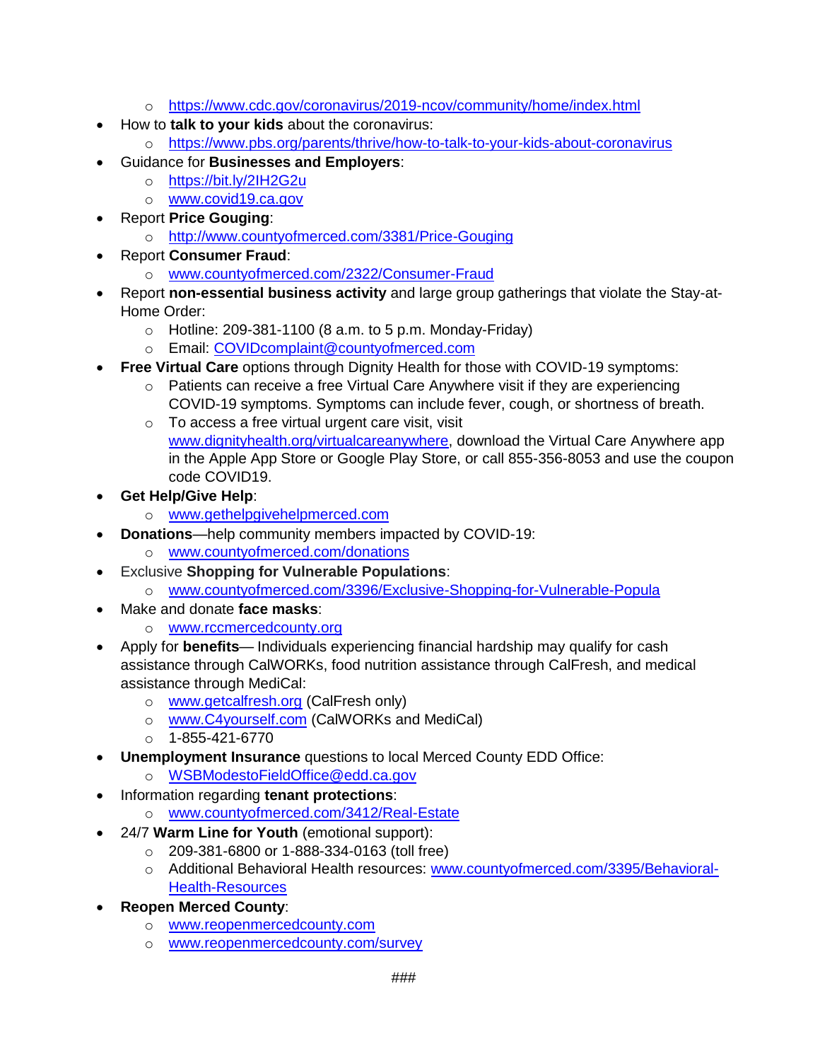- https://www.cdc.gov/coronavirus/2019-ncov/community/home/index.html
- How to **talk to your kids** about the coronavirus:
  - https://www.pbs.org/parents/thrive/how-to-talk-to-your-kids-about-coronavirus
- Guidance for **Businesses and Employers**:
  - https://bit.ly/2IH2G2u
  - www.covid19.ca.gov
- Report **Price Gouging**:
  - http://www.countyofmerced.com/3381/Price-Gouging
- Report **Consumer Fraud**:
  - www.countyofmerced.com/2322/Consumer-Fraud
- Report **non-essential business activity** and large group gatherings that violate the Stay-at-Home Order:
  - Hotline: 209-381-1100 (8 a.m. to 5 p.m. Monday-Friday)
  - Email: COVIDcomplaint@countyofmerced.com
- **Free Virtual Care** options through Dignity Health for those with COVID-19 symptoms:
  - Patients can receive a free Virtual Care Anywhere visit if they are experiencing COVID-19 symptoms. Symptoms can include fever, cough, or shortness of breath.
  - To access a free virtual urgent care visit, visit www.dignityhealth.org/virtualcareanywhere, download the Virtual Care Anywhere app in the Apple App Store or Google Play Store, or call 855-356-8053 and use the coupon code COVID19.
- **Get Help/Give Help**:
  - www.gethelpgivehelpmerced.com
- **Donations**—help community members impacted by COVID-19:
  - www.countyofmerced.com/donations
- Exclusive **Shopping for Vulnerable Populations**:
  - www.countyofmerced.com/3396/Exclusive-Shopping-for-Vulnerable-Popula
- Make and donate **face masks**:
  - www.rccmercedcounty.org
- Apply for **benefits**— Individuals experiencing financial hardship may qualify for cash assistance through CalWORKs, food nutrition assistance through CalFresh, and medical assistance through MediCal:
  - www.getcalfresh.org (CalFresh only)
  - www.C4yourself.com (CalWORKs and MediCal)
  - 1-855-421-6770
- **Unemployment Insurance** questions to local Merced County EDD Office:
  - WSBModestoFieldOffice@edd.ca.gov
- Information regarding **tenant protections**:
  - www.countyofmerced.com/3412/Real-Estate
- 24/7 **Warm Line for Youth** (emotional support):
  - 209-381-6800 or 1-888-334-0163 (toll free)
  - Additional Behavioral Health resources: www.countyofmerced.com/3395/Behavioral-Health-Resources
- **Reopen Merced County**:
  - www.reopenmercedcounty.com
  - www.reopenmercedcounty.com/survey

###